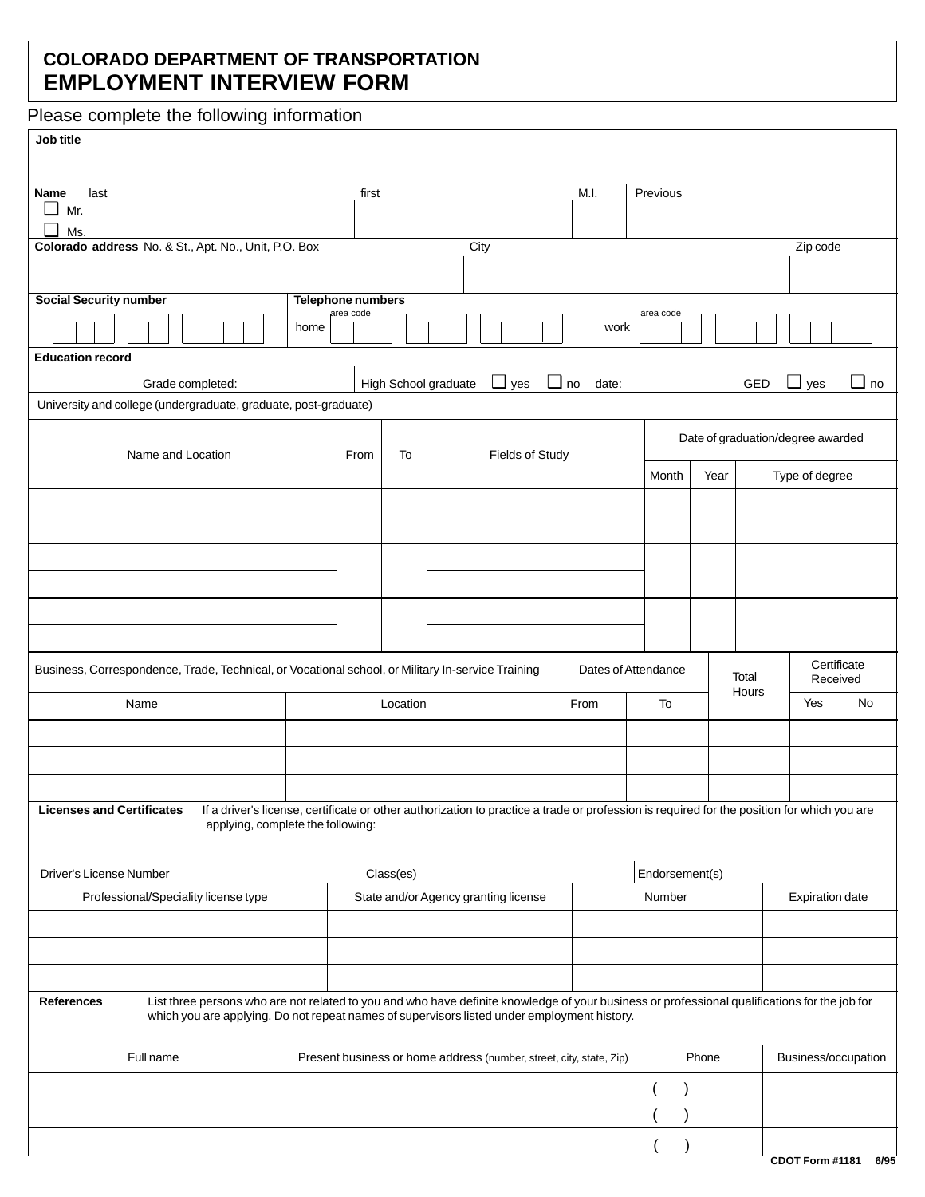# COLORADO DEPARTMENT OF TRANSPORTATION
# EMPLOYMENT INTERVIEW FORM

Please complete the following information

**Job title**

| **Name** last | first | M.I. | Previous |
|---|---|---|---|
| ❑ Mr. ❑ Ms. | | | |

| **Colorado address** No. & St., Apt. No., Unit, P.O. Box | City | Zip code |
|---|---|---|
| | | |

**Social Security number**

**Telephone numbers** home (area code) work (area code)

**Education record**

Grade completed: High School graduate ❑ yes ❑ no date: GED ❑ yes ❑ no

University and college (undergraduate, graduate, post-graduate)

| Name and Location | From | To | Fields of Study | Date of graduation/degree awarded | | |
|---|---|---|---|---|---|---|
| | | | | Month | Year | Type of degree |
| | | | | | | |
| | | | | | | |
| | | | | | | |
| | | | | | | |
| | | | | | | |
| | | | | | | |

| Business, Correspondence, Trade, Technical, or Vocational school, or Military In-service Training | | Dates of Attendance | | Total Hours | Certificate Received | |
|---|---|---|---|---|---|---|
| Name | Location | From | To | | Yes | No |
| | | | | | | |
| | | | | | | |
| | | | | | | |

**Licenses and Certificates** If a driver's license, certificate or other authorization to practice a trade or profession is required for the position for which you are applying, complete the following:

| Driver's License Number | Class(es) | Endorsement(s) |
|---|---|---|
| | | |

| Professional/Speciality license type | State and/or Agency granting license | Number | Expiration date |
|---|---|---|---|
| | | | |
| | | | |
| | | | |

**References** List three persons who are not related to you and who have definite knowledge of your business or professional qualifications for the job for which you are applying. Do not repeat names of supervisors listed under employment history.

| Full name | Present business or home address (number, street, city, state, Zip) | Phone | Business/occupation |
|---|---|---|---|
| | | ( ) | |
| | | ( ) | |
| | | ( ) | |

CDOT Form #1181 6/95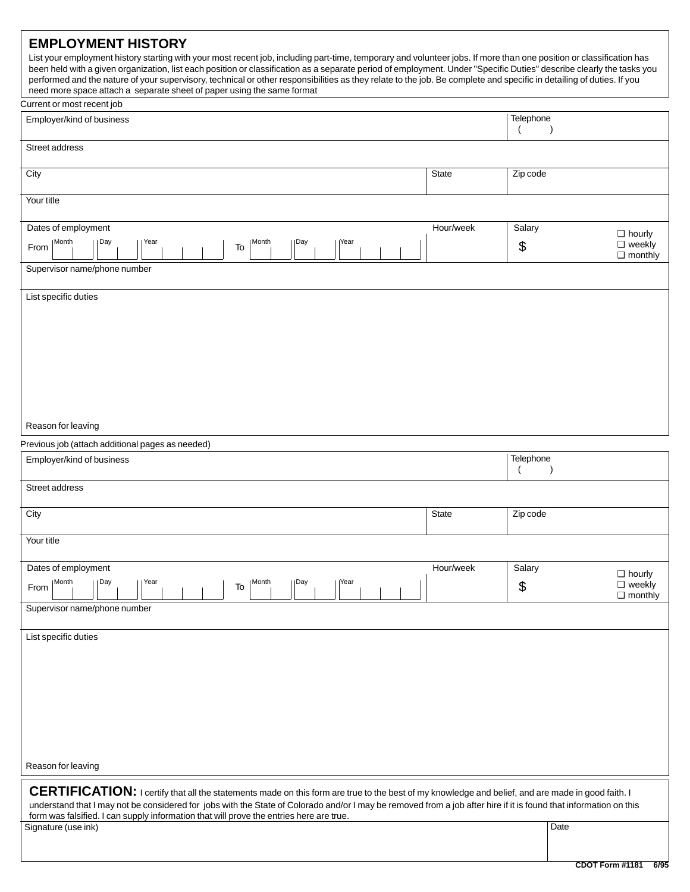## EMPLOYMENT HISTORY

List your employment history starting with your most recent job, including part-time, temporary and volunteer jobs. If more than one position or classification has been held with a given organization, list each position or classification as a separate period of employment. Under "Specific Duties" describe clearly the tasks you performed and the nature of your supervisory, technical or other responsibilities as they relate to the job. Be complete and specific in detailing of duties. If you need more space attach a separate sheet of paper using the same format

Current or most recent job

| | | |
|---|---|---|
| Employer/kind of business | | Telephone ( ) |
| Street address | | |
| City | State | Zip code |
| Your title | | |
| Dates of employment From Month Day Year To Month Day Year | Hour/week | Salary $ ❑ hourly ❑ weekly ❑ monthly |
| Supervisor name/phone number | | |
| List specific duties | | |
| Reason for leaving | | |

Previous job (attach additional pages as needed)

| | | |
|---|---|---|
| Employer/kind of business | | Telephone ( ) |
| Street address | | |
| City | State | Zip code |
| Your title | | |
| Dates of employment From Month Day Year To Month Day Year | Hour/week | Salary $ ❑ hourly ❑ weekly ❑ monthly |
| Supervisor name/phone number | | |
| List specific duties | | |
| Reason for leaving | | |

**CERTIFICATION:** I certify that all the statements made on this form are true to the best of my knowledge and belief, and are made in good faith. I understand that I may not be considered for jobs with the State of Colorado and/or I may be removed from a job after hire if it is found that information on this form was falsified. I can supply information that will prove the entries here are true.

| | |
|---|---|
| Signature (use ink) | Date |

**CDOT Form #1181 6/95**